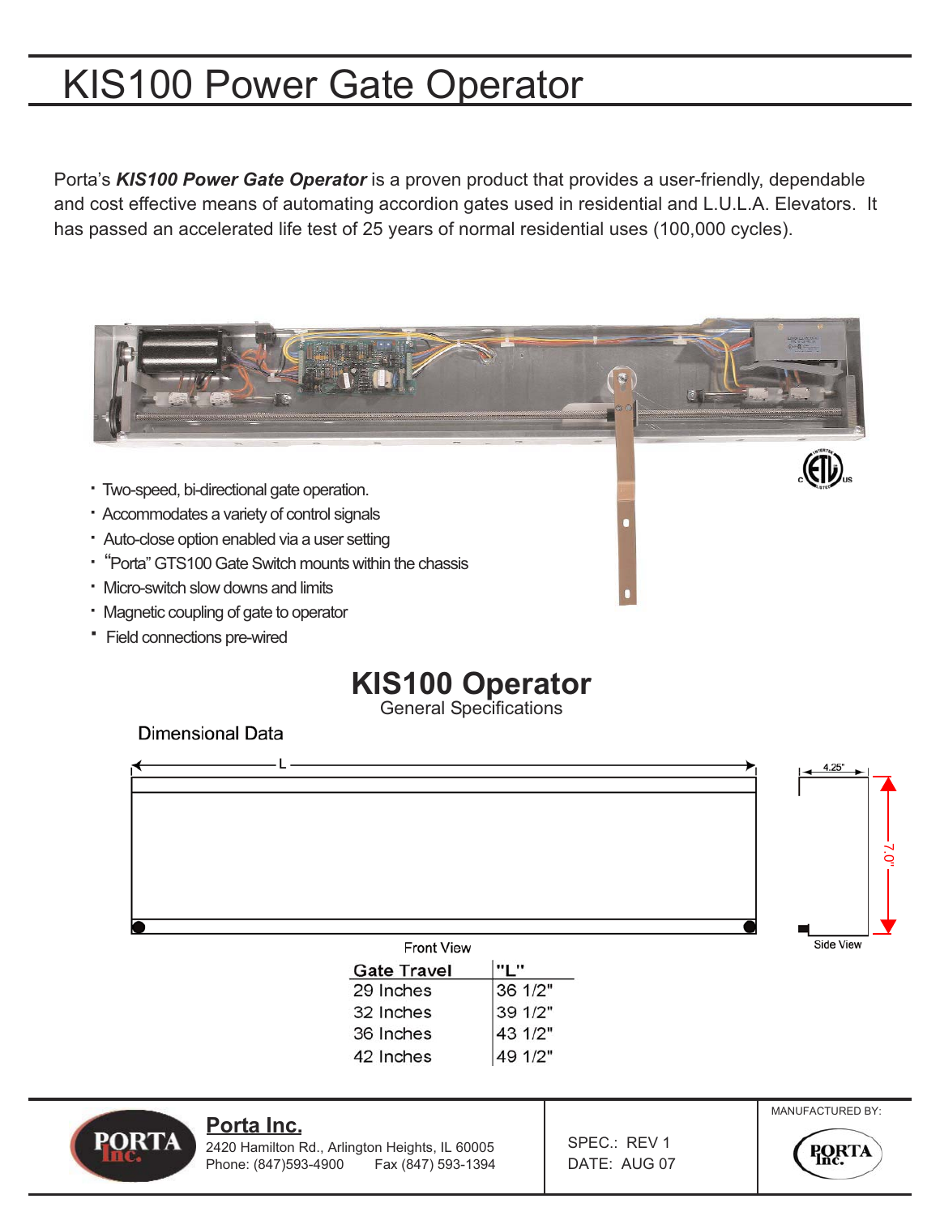# KIS100 Power Gate Operator

Porta's ***KIS100 Power Gate Operator*** is a proven product that provides a user-friendly, dependable and cost effective means of automating accordion gates used in residential and L.U.L.A. Elevators. It has passed an accelerated life test of 25 years of normal residential uses (100,000 cycles).

- Two-speed, bi-directional gate operation.
- Accommodates a variety of control signals
- Auto-close option enabled via a user setting
- "Porta" GTS100 Gate Switch mounts within the chassis
- Micro-switch slow downs and limits
- Magnetic coupling of gate to operator
- Field connections pre-wired

## KIS100 Operator

General Specifications

### Dimensional Data

L

4.25"

7.0"

Front View

Side View

| Gate Travel | "L" |
|---|---|
| 29 Inches | 36 1/2" |
| 32 Inches | 39 1/2" |
| 36 Inches | 43 1/2" |
| 42 Inches | 49 1/2" |

**Porta Inc.**
2420 Hamilton Rd., Arlington Heights, IL 60005
Phone: (847)593-4900 Fax (847) 593-1394

SPEC.: REV 1
DATE: AUG 07

MANUFACTURED BY: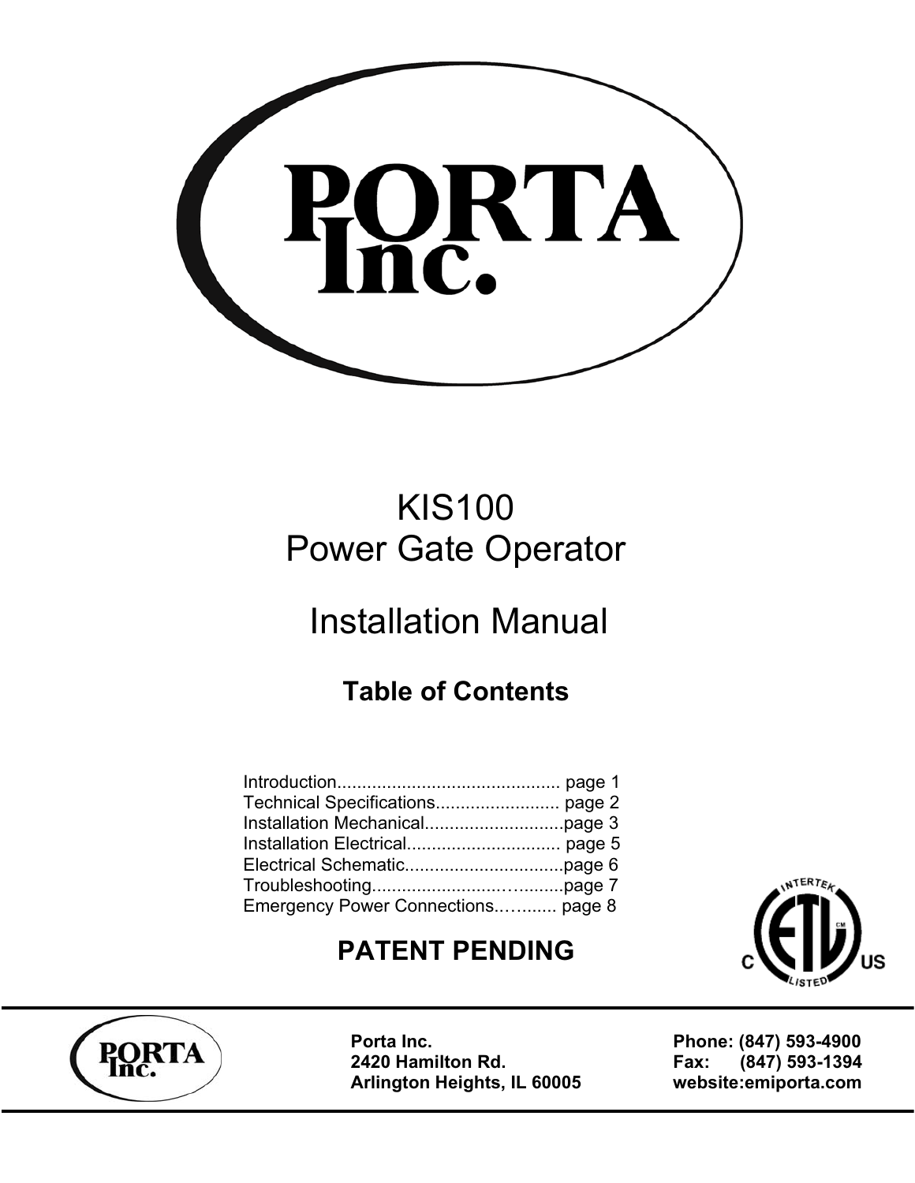# PORTA Inc.

KIS100
Power Gate Operator

Installation Manual

## Table of Contents

Introduction............................................ page 1
Technical Specifications......................... page 2
Installation Mechanical............................page 3
Installation Electrical............................... page 5
Electrical Schematic................................page 6
Troubleshooting.........................…........page 7
Emergency Power Connections..…....... page 8

**PATENT PENDING**

**Porta Inc.**
**2420 Hamilton Rd.**
**Arlington Heights, IL 60005**

**Phone: (847) 593-4900**
**Fax: (847) 593-1394**
**website:emiporta.com**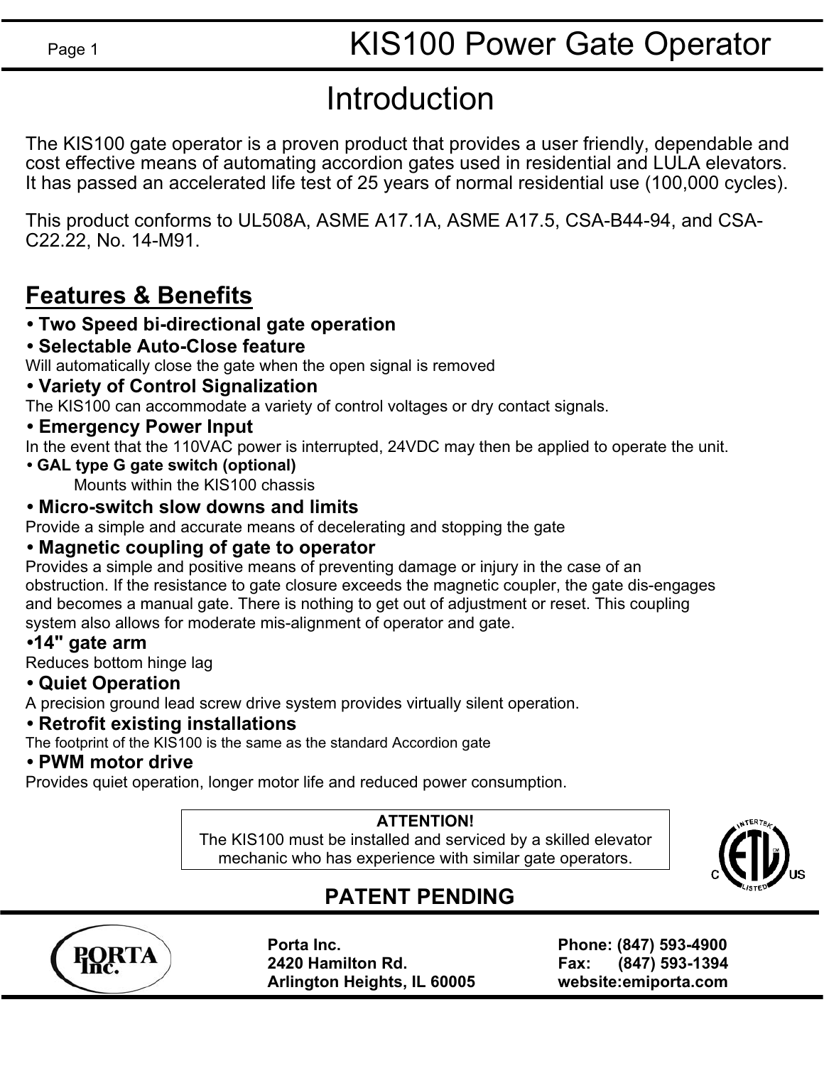# Introduction

The KIS100 gate operator is a proven product that provides a user friendly, dependable and cost effective means of automating accordion gates used in residential and LULA elevators. It has passed an accelerated life test of 25 years of normal residential use (100,000 cycles).

This product conforms to UL508A, ASME A17.1A, ASME A17.5, CSA-B44-94, and CSA-C22.22, No. 14-M91.

## Features & Benefits

**• Two Speed bi-directional gate operation**

**• Selectable Auto-Close feature**
Will automatically close the gate when the open signal is removed

**• Variety of Control Signalization**
The KIS100 can accommodate a variety of control voltages or dry contact signals.

**• Emergency Power Input**
In the event that the 110VAC power is interrupted, 24VDC may then be applied to operate the unit.

**• GAL type G gate switch (optional)**
Mounts within the KIS100 chassis

**• Micro-switch slow downs and limits**
Provide a simple and accurate means of decelerating and stopping the gate

**• Magnetic coupling of gate to operator**
Provides a simple and positive means of preventing damage or injury in the case of an obstruction. If the resistance to gate closure exceeds the magnetic coupler, the gate dis-engages and becomes a manual gate. There is nothing to get out of adjustment or reset. This coupling system also allows for moderate mis-alignment of operator and gate.

**•14" gate arm**
Reduces bottom hinge lag

**• Quiet Operation**
A precision ground lead screw drive system provides virtually silent operation.

**• Retrofit existing installations**
The footprint of the KIS100 is the same as the standard Accordion gate

**• PWM motor drive**
Provides quiet operation, longer motor life and reduced power consumption.

**ATTENTION!**
The KIS100 must be installed and serviced by a skilled elevator mechanic who has experience with similar gate operators.

**PATENT PENDING**

**Porta Inc.**
**2420 Hamilton Rd.**
**Arlington Heights, IL 60005**

**Phone: (847) 593-4900**
**Fax: (847) 593-1394**
**website:emiporta.com**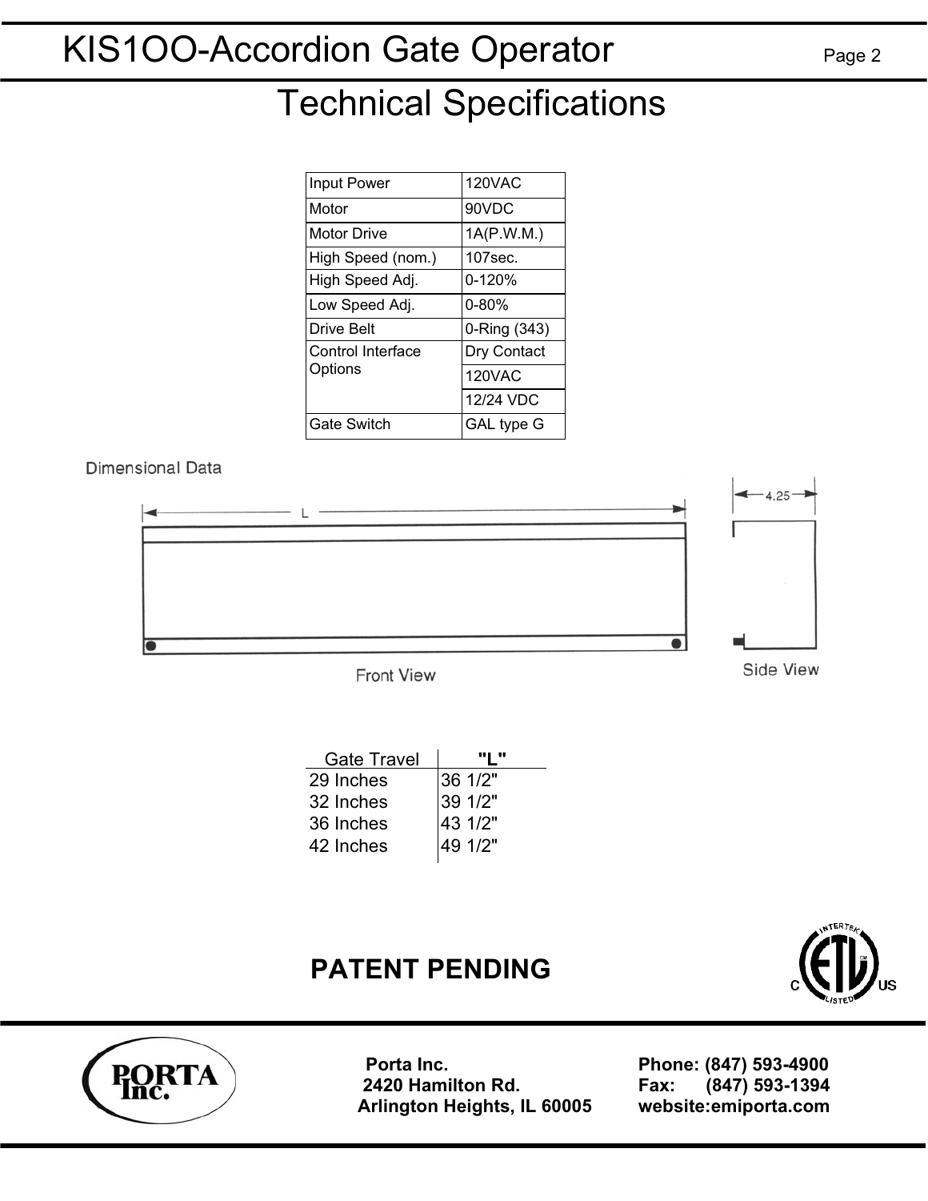# KIS1OO-Accordion Gate Operator

## Technical Specifications

| | |
|---|---|
| Input Power | 120VAC |
| Motor | 90VDC |
| Motor Drive | 1A(P.W.M.) |
| High Speed (nom.) | 107sec. |
| High Speed Adj. | 0-120% |
| Low Speed Adj. | 0-80% |
| Drive Belt | 0-Ring (343) |
| Control Interface Options | Dry Contact |
| | 120VAC |
| | 12/24 VDC |
| Gate Switch | GAL type G |

Dimensional Data

L

4.25

Front View

Side View

| Gate Travel | "L" |
|---|---|
| 29 Inches | 36 1/2" |
| 32 Inches | 39 1/2" |
| 36 Inches | 43 1/2" |
| 42 Inches | 49 1/2" |

**PATENT PENDING**

**Porta Inc.**
**2420 Hamilton Rd.**
**Arlington Heights, IL 60005**

**Phone: (847) 593-4900**
**Fax: (847) 593-1394**
**website:emiporta.com**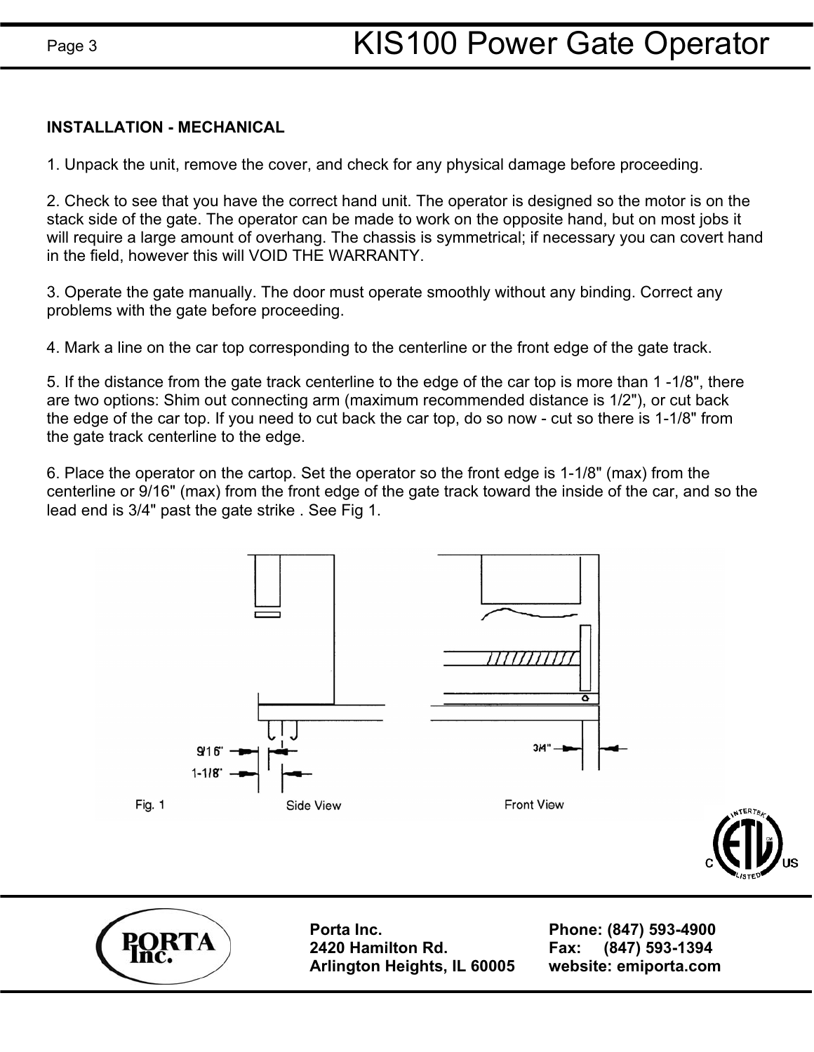## INSTALLATION - MECHANICAL

1. Unpack the unit, remove the cover, and check for any physical damage before proceeding.

2. Check to see that you have the correct hand unit. The operator is designed so the motor is on the stack side of the gate. The operator can be made to work on the opposite hand, but on most jobs it will require a large amount of overhang. The chassis is symmetrical; if necessary you can covert hand in the field, however this will VOID THE WARRANTY.

3. Operate the gate manually. The door must operate smoothly without any binding. Correct any problems with the gate before proceeding.

4. Mark a line on the car top corresponding to the centerline or the front edge of the gate track.

5. If the distance from the gate track centerline to the edge of the car top is more than 1 -1/8", there are two options: Shim out connecting arm (maximum recommended distance is 1/2"), or cut back the edge of the car top. If you need to cut back the car top, do so now - cut so there is 1-1/8" from the gate track centerline to the edge.

6. Place the operator on the cartop. Set the operator so the front edge is 1-1/8" (max) from the centerline or 9/16" (max) from the front edge of the gate track toward the inside of the car, and so the lead end is 3/4" past the gate strike . See Fig 1.

Fig. 1 Side View Front View

Porta Inc.
2420 Hamilton Rd.
Arlington Heights, IL 60005

Phone: (847) 593-4900
Fax: (847) 593-1394
website: emiporta.com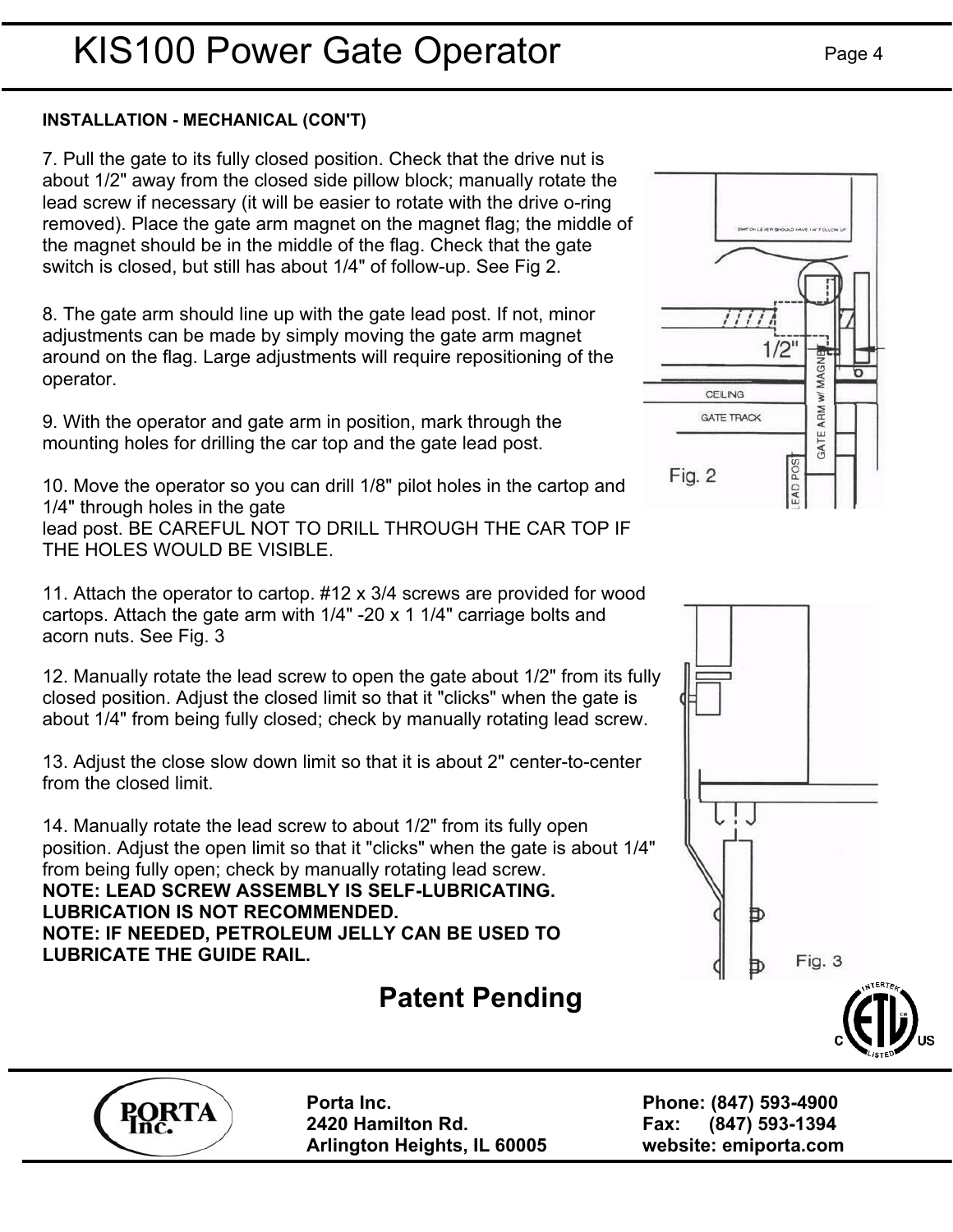## INSTALLATION - MECHANICAL (CON'T)

7. Pull the gate to its fully closed position. Check that the drive nut is about 1/2" away from the closed side pillow block; manually rotate the lead screw if necessary (it will be easier to rotate with the drive o-ring removed). Place the gate arm magnet on the magnet flag; the middle of the magnet should be in the middle of the flag. Check that the gate switch is closed, but still has about 1/4" of follow-up. See Fig 2.

8. The gate arm should line up with the gate lead post. If not, minor adjustments can be made by simply moving the gate arm magnet around on the flag. Large adjustments will require repositioning of the operator.

9. With the operator and gate arm in position, mark through the mounting holes for drilling the car top and the gate lead post.

10. Move the operator so you can drill 1/8" pilot holes in the cartop and 1/4" through holes in the gate lead post. BE CAREFUL NOT TO DRILL THROUGH THE CAR TOP IF THE HOLES WOULD BE VISIBLE.

11. Attach the operator to cartop. #12 x 3/4 screws are provided for wood cartops. Attach the gate arm with 1/4" -20 x 1 1/4" carriage bolts and acorn nuts. See Fig. 3

12. Manually rotate the lead screw to open the gate about 1/2" from its fully closed position. Adjust the closed limit so that it "clicks" when the gate is about 1/4" from being fully closed; check by manually rotating lead screw.

13. Adjust the close slow down limit so that it is about 2" center-to-center from the closed limit.

14. Manually rotate the lead screw to about 1/2" from its fully open position. Adjust the open limit so that it "clicks" when the gate is about 1/4" from being fully open; check by manually rotating lead screw.

**NOTE: LEAD SCREW ASSEMBLY IS SELF-LUBRICATING. LUBRICATION IS NOT RECOMMENDED.**

**NOTE: IF NEEDED, PETROLEUM JELLY CAN BE USED TO LUBRICATE THE GUIDE RAIL.**

SWITCH LEVER SHOULD HAVE 1/4" FOLLOW UP

1/2"

CEILING

GATE TRACK

GATE ARM w/ MAGNET

LEAD POST

Fig. 2

Fig. 3

**Patent Pending**

**Porta Inc.**
**2420 Hamilton Rd.**
**Arlington Heights, IL 60005**

**Phone: (847) 593-4900**
**Fax: (847) 593-1394**
**website: emiporta.com**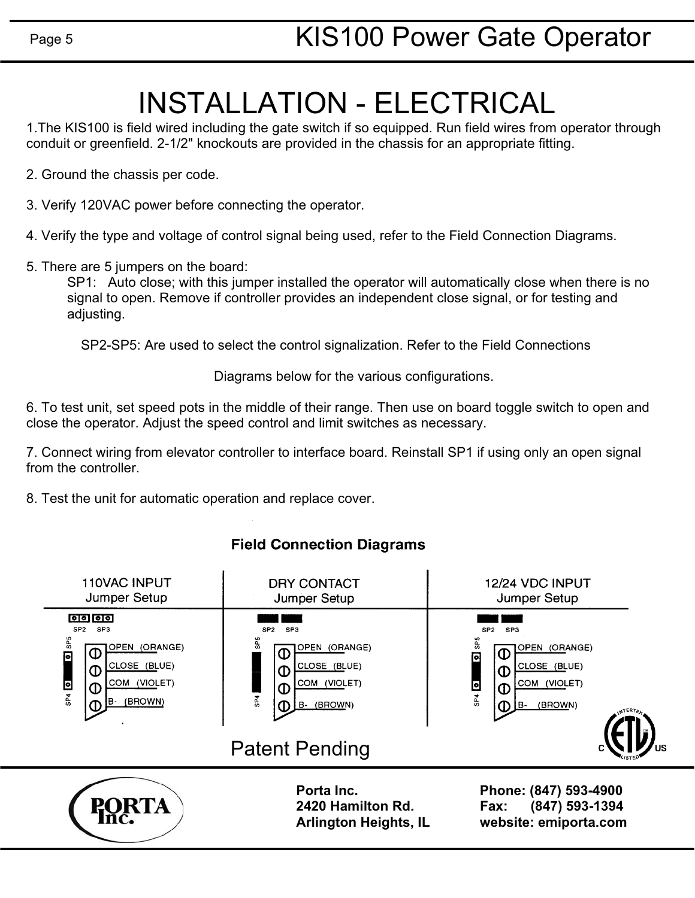# INSTALLATION - ELECTRICAL

1.The KIS100 is field wired including the gate switch if so equipped. Run field wires from operator through conduit or greenfield. 2-1/2" knockouts are provided in the chassis for an appropriate fitting.

2. Ground the chassis per code.

3. Verify 120VAC power before connecting the operator.

4. Verify the type and voltage of control signal being used, refer to the Field Connection Diagrams.

5. There are 5 jumpers on the board:

SP1: Auto close; with this jumper installed the operator will automatically close when there is no signal to open. Remove if controller provides an independent close signal, or for testing and adjusting.

SP2-SP5: Are used to select the control signalization. Refer to the Field Connections

Diagrams below for the various configurations.

6. To test unit, set speed pots in the middle of their range. Then use on board toggle switch to open and close the operator. Adjust the speed control and limit switches as necessary.

7. Connect wiring from elevator controller to interface board. Reinstall SP1 if using only an open signal from the controller.

8. Test the unit for automatic operation and replace cover.

## Field Connection Diagrams

| 110VAC INPUT Jumper Setup | DRY CONTACT Jumper Setup | 12/24 VDC INPUT Jumper Setup |
|---|---|---|
| SP2 SP3 | SP2 SP3 | SP2 SP3 |
| SP5 / SP4 | SP5 / SP4 | SP5 / SP4 |
| OPEN (ORANGE) | OPEN (ORANGE) | OPEN (ORANGE) |
| CLOSE (BLUE) | CLOSE (BLUE) | CLOSE (BLUE) |
| COM (VIOLET) | COM (VIOLET) | COM (VIOLET) |
| B- (BROWN) | B- (BROWN) | B- (BROWN) |

Patent Pending

Intertek ETL Listed C US

**Porta Inc.**
**2420 Hamilton Rd.**
**Arlington Heights, IL**

**Phone: (847) 593-4900**
**Fax: (847) 593-1394**
**website: emiporta.com**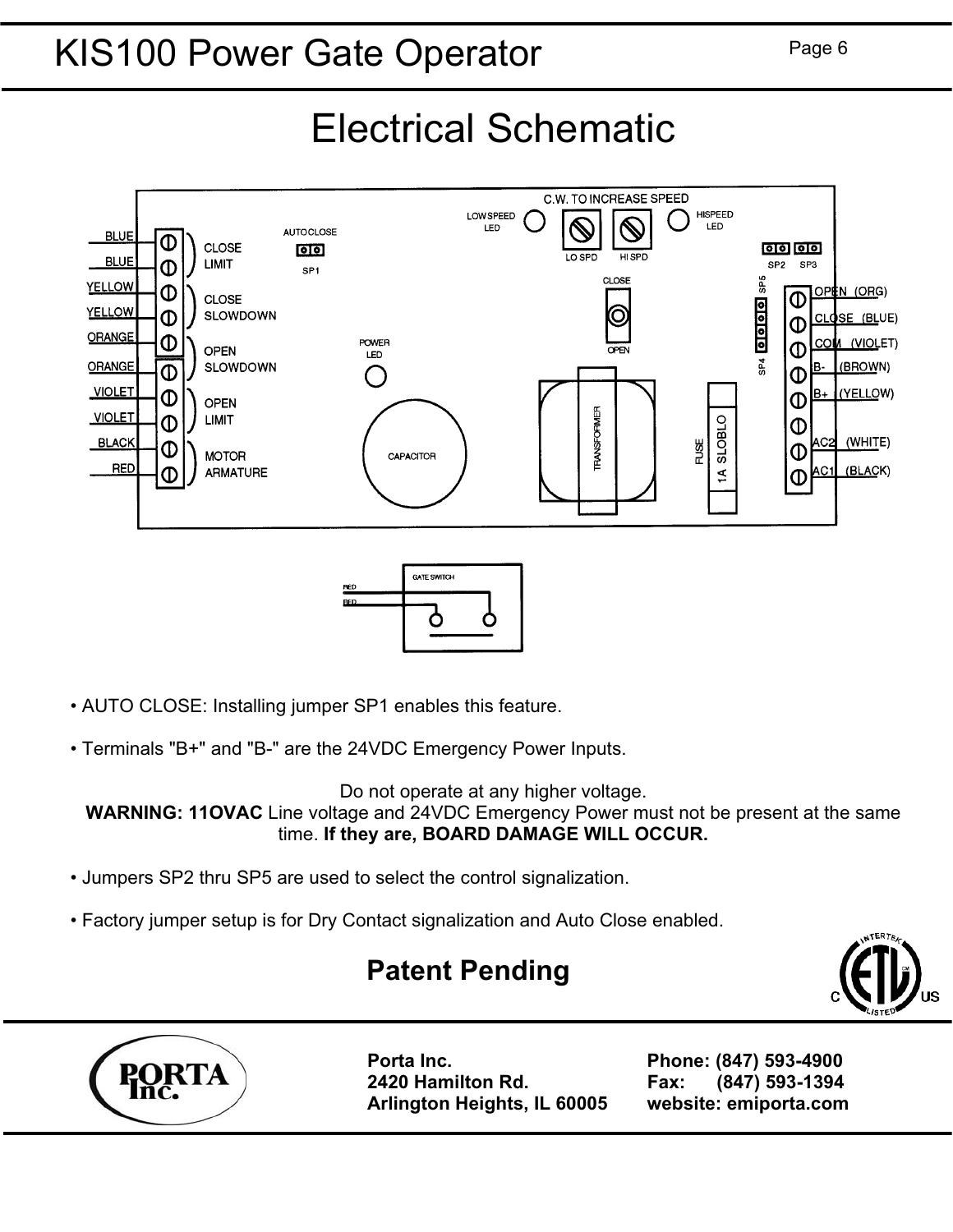# Electrical Schematic

- AUTO CLOSE: Installing jumper SP1 enables this feature.

- Terminals "B+" and "B-" are the 24VDC Emergency Power Inputs.

Do not operate at any higher voltage.
**WARNING: 11OVAC** Line voltage and 24VDC Emergency Power must not be present at the same time. **If they are, BOARD DAMAGE WILL OCCUR.**

- Jumpers SP2 thru SP5 are used to select the control signalization.

- Factory jumper setup is for Dry Contact signalization and Auto Close enabled.

**Patent Pending**

**Porta Inc.**
**2420 Hamilton Rd.**
**Arlington Heights, IL 60005**

**Phone: (847) 593-4900**
**Fax: (847) 593-1394**
**website: emiporta.com**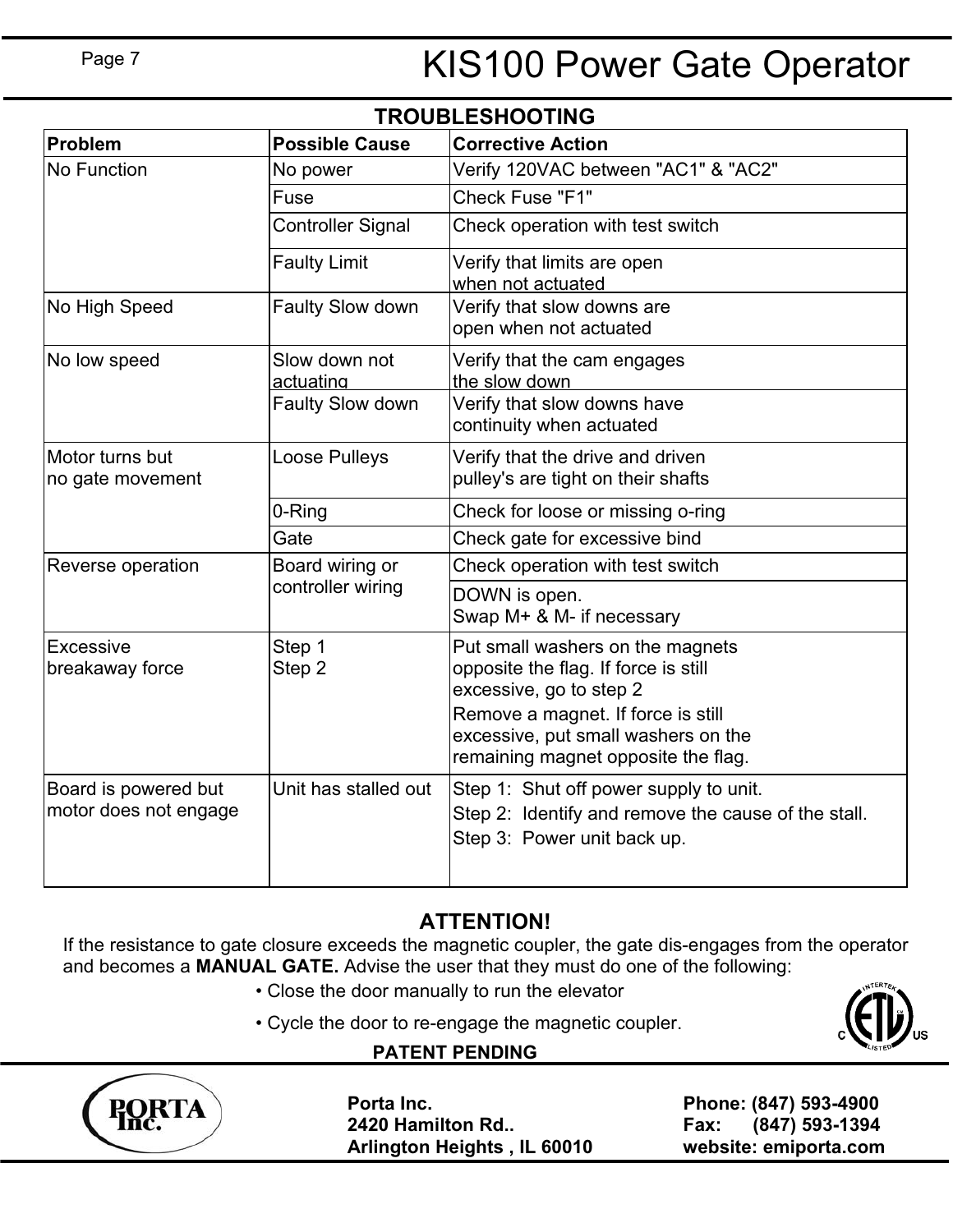# KIS100 Power Gate Operator

## TROUBLESHOOTING

| Problem | Possible Cause | Corrective Action |
|---|---|---|
| No Function | No power | Verify 120VAC between "AC1" & "AC2" |
| | Fuse | Check Fuse "F1" |
| | Controller Signal | Check operation with test switch |
| | Faulty Limit | Verify that limits are open when not actuated |
| No High Speed | Faulty Slow down | Verify that slow downs are open when not actuated |
| No low speed | Slow down not actuating | Verify that the cam engages the slow down |
| | Faulty Slow down | Verify that slow downs have continuity when actuated |
| Motor turns but no gate movement | Loose Pulleys | Verify that the drive and driven pulley's are tight on their shafts |
| | 0-Ring | Check for loose or missing o-ring |
| | Gate | Check gate for excessive bind |
| Reverse operation | Board wiring or controller wiring | Check operation with test switch |
| | | DOWN is open. Swap M+ & M- if necessary |
| Excessive breakaway force | Step 1 | Put small washers on the magnets opposite the flag. If force is still excessive, go to step 2 |
| | Step 2 | Remove a magnet. If force is still excessive, put small washers on the remaining magnet opposite the flag. |
| Board is powered but motor does not engage | Unit has stalled out | Step 1: Shut off power supply to unit. Step 2: Identify and remove the cause of the stall. Step 3: Power unit back up. |

## ATTENTION!

If the resistance to gate closure exceeds the magnetic coupler, the gate dis-engages from the operator and becomes a **MANUAL GATE.** Advise the user that they must do one of the following:

- Close the door manually to run the elevator
- Cycle the door to re-engage the magnetic coupler.

**PATENT PENDING**

**Porta Inc.**
**2420 Hamilton Rd..**
**Arlington Heights , IL 60010**

**Phone: (847) 593-4900**
**Fax: (847) 593-1394**
**website: emiporta.com**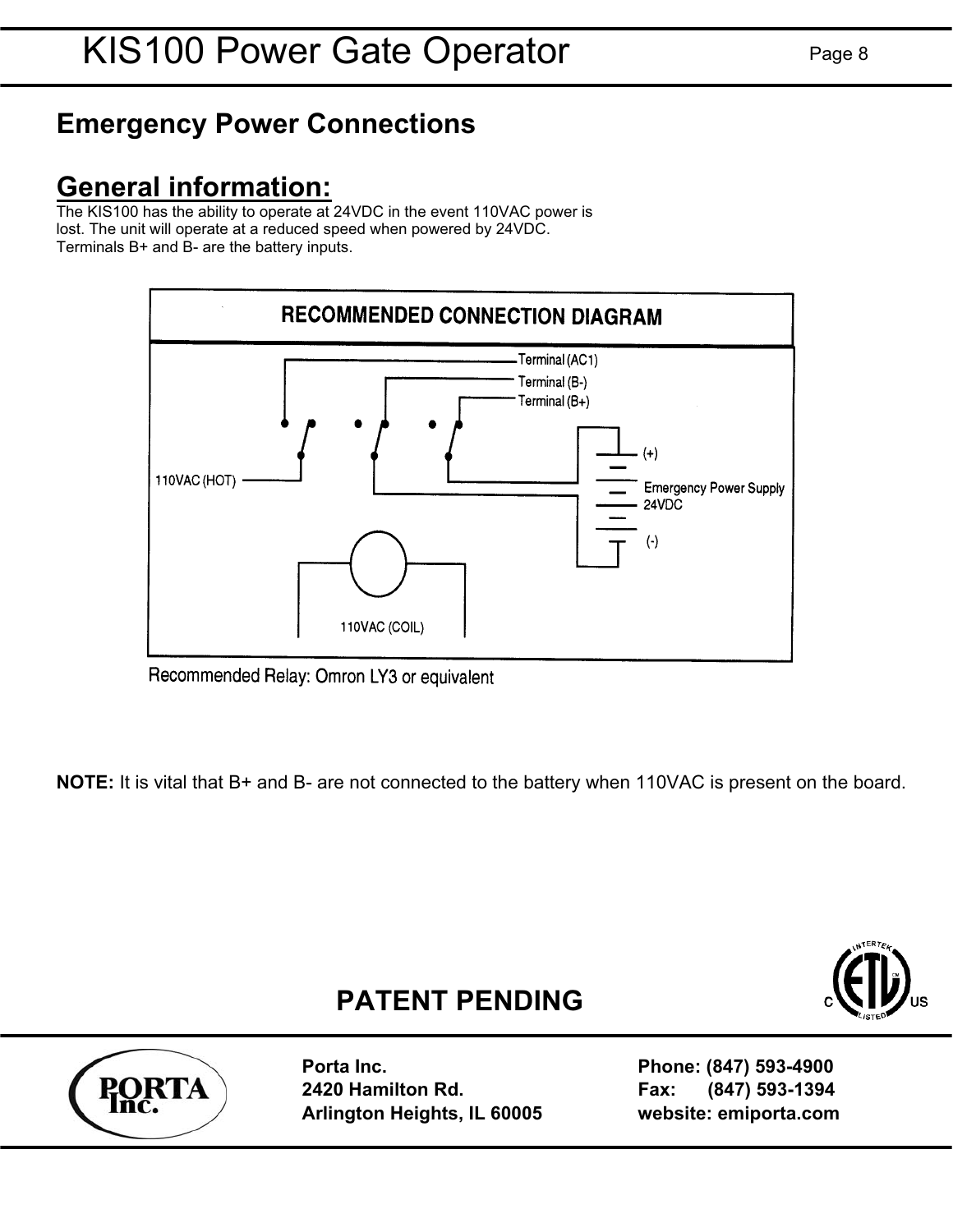## Emergency Power Connections

### General information:

The KIS100 has the ability to operate at 24VDC in the event 110VAC power is lost. The unit will operate at a reduced speed when powered by 24VDC. Terminals B+ and B- are the battery inputs.

RECOMMENDED CONNECTION DIAGRAM

Terminal (AC1)

Terminal (B-)

Terminal (B+)

110VAC (HOT)

(+)

Emergency Power Supply 24VDC

(-)

110VAC (COIL)

Recommended Relay: Omron LY3 or equivalent

**NOTE:** It is vital that B+ and B- are not connected to the battery when 110VAC is present on the board.

**PATENT PENDING**

**Porta Inc.**
**2420 Hamilton Rd.**
**Arlington Heights, IL 60005**

**Phone: (847) 593-4900**
**Fax: (847) 593-1394**
**website: emiporta.com**